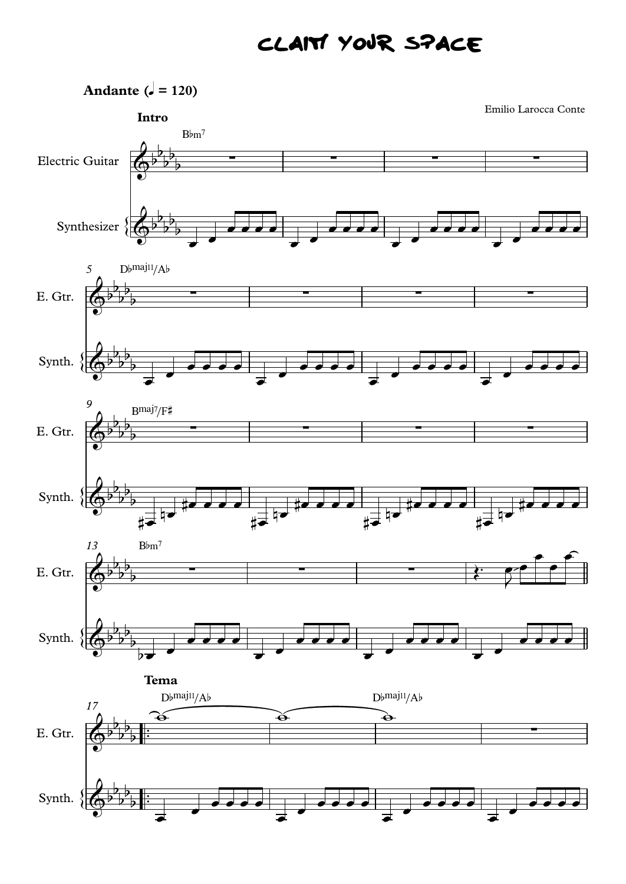# CLAIM YOUR SPACE

**Andante (♩ = 120)**

Emilio Larocca Conte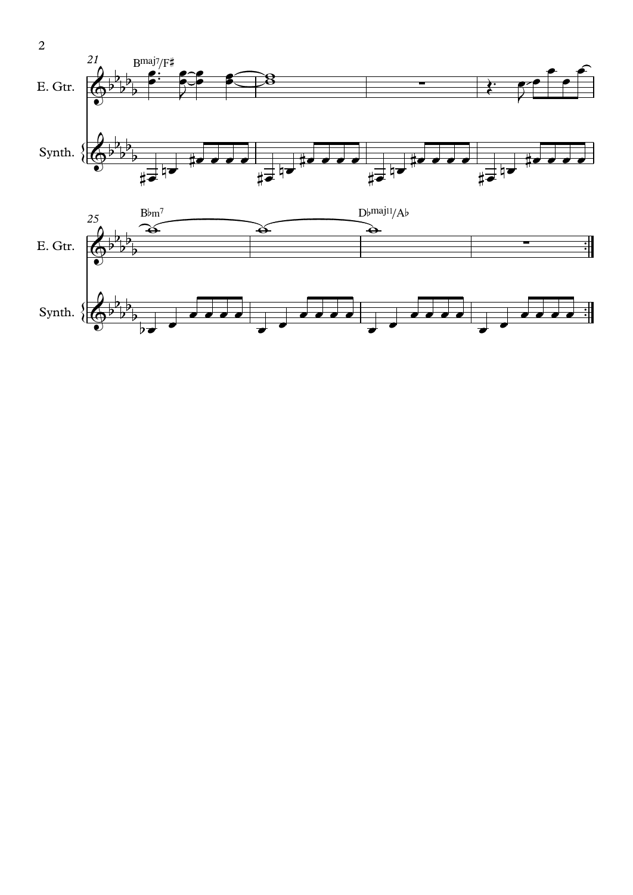21

E. Gtr.

Synth.

Bmaj7/F♯

25

E. Gtr.

Synth.

B♭m7

D♭maj11/A♭